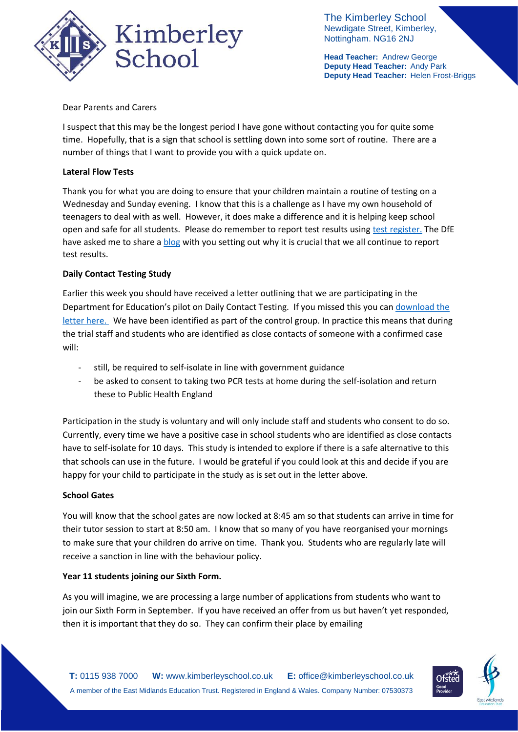The Kimberley School
Newdigate Street, Kimberley,
Nottingham. NG16 2NJ

**Head Teacher:** Andrew George
**Deputy Head Teacher:** Andy Park
**Deputy Head Teacher:** Helen Frost-Briggs

Dear Parents and Carers

I suspect that this may be the longest period I have gone without contacting you for quite some time. Hopefully, that is a sign that school is settling down into some sort of routine. There are a number of things that I want to provide you with a quick update on.

**Lateral Flow Tests**

Thank you for what you are doing to ensure that your children maintain a routine of testing on a Wednesday and Sunday evening. I know that this is a challenge as I have my own household of teenagers to deal with as well. However, it does make a difference and it is helping keep school open and safe for all students. Please do remember to report test results using test register. The DfE have asked me to share a blog with you setting out why it is crucial that we all continue to report test results.

**Daily Contact Testing Study**

Earlier this week you should have received a letter outlining that we are participating in the Department for Education's pilot on Daily Contact Testing. If you missed this you can download the letter here. We have been identified as part of the control group. In practice this means that during the trial staff and students who are identified as close contacts of someone with a confirmed case will:

- still, be required to self-isolate in line with government guidance
- be asked to consent to taking two PCR tests at home during the self-isolation and return these to Public Health England

Participation in the study is voluntary and will only include staff and students who consent to do so. Currently, every time we have a positive case in school students who are identified as close contacts have to self-isolate for 10 days. This study is intended to explore if there is a safe alternative to this that schools can use in the future. I would be grateful if you could look at this and decide if you are happy for your child to participate in the study as is set out in the letter above.

**School Gates**

You will know that the school gates are now locked at 8:45 am so that students can arrive in time for their tutor session to start at 8:50 am. I know that so many of you have reorganised your mornings to make sure that your children do arrive on time. Thank you. Students who are regularly late will receive a sanction in line with the behaviour policy.

**Year 11 students joining our Sixth Form.**

As you will imagine, we are processing a large number of applications from students who want to join our Sixth Form in September. If you have received an offer from us but haven't yet responded, then it is important that they do so. They can confirm their place by emailing

**T:** 0115 938 7000 **W:** www.kimberleyschool.co.uk **E:** office@kimberleyschool.co.uk
A member of the East Midlands Education Trust. Registered in England & Wales. Company Number: 07530373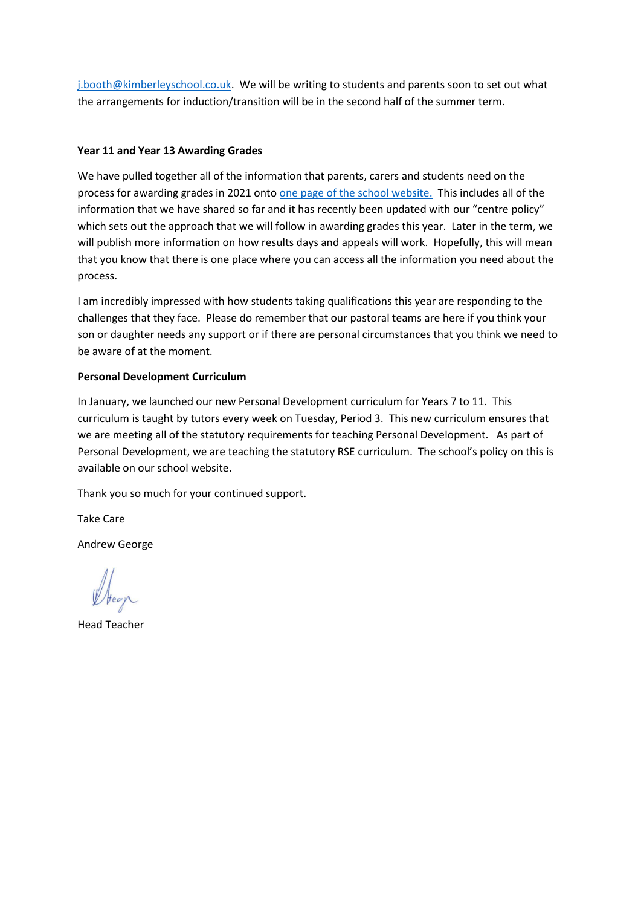j.booth@kimberleyschool.co.uk. We will be writing to students and parents soon to set out what the arrangements for induction/transition will be in the second half of the summer term.

**Year 11 and Year 13 Awarding Grades**

We have pulled together all of the information that parents, carers and students need on the process for awarding grades in 2021 onto one page of the school website. This includes all of the information that we have shared so far and it has recently been updated with our "centre policy" which sets out the approach that we will follow in awarding grades this year. Later in the term, we will publish more information on how results days and appeals will work. Hopefully, this will mean that you know that there is one place where you can access all the information you need about the process.

I am incredibly impressed with how students taking qualifications this year are responding to the challenges that they face. Please do remember that our pastoral teams are here if you think your son or daughter needs any support or if there are personal circumstances that you think we need to be aware of at the moment.

**Personal Development Curriculum**

In January, we launched our new Personal Development curriculum for Years 7 to 11. This curriculum is taught by tutors every week on Tuesday, Period 3. This new curriculum ensures that we are meeting all of the statutory requirements for teaching Personal Development. As part of Personal Development, we are teaching the statutory RSE curriculum. The school's policy on this is available on our school website.

Thank you so much for your continued support.

Take Care

Andrew George

Head Teacher